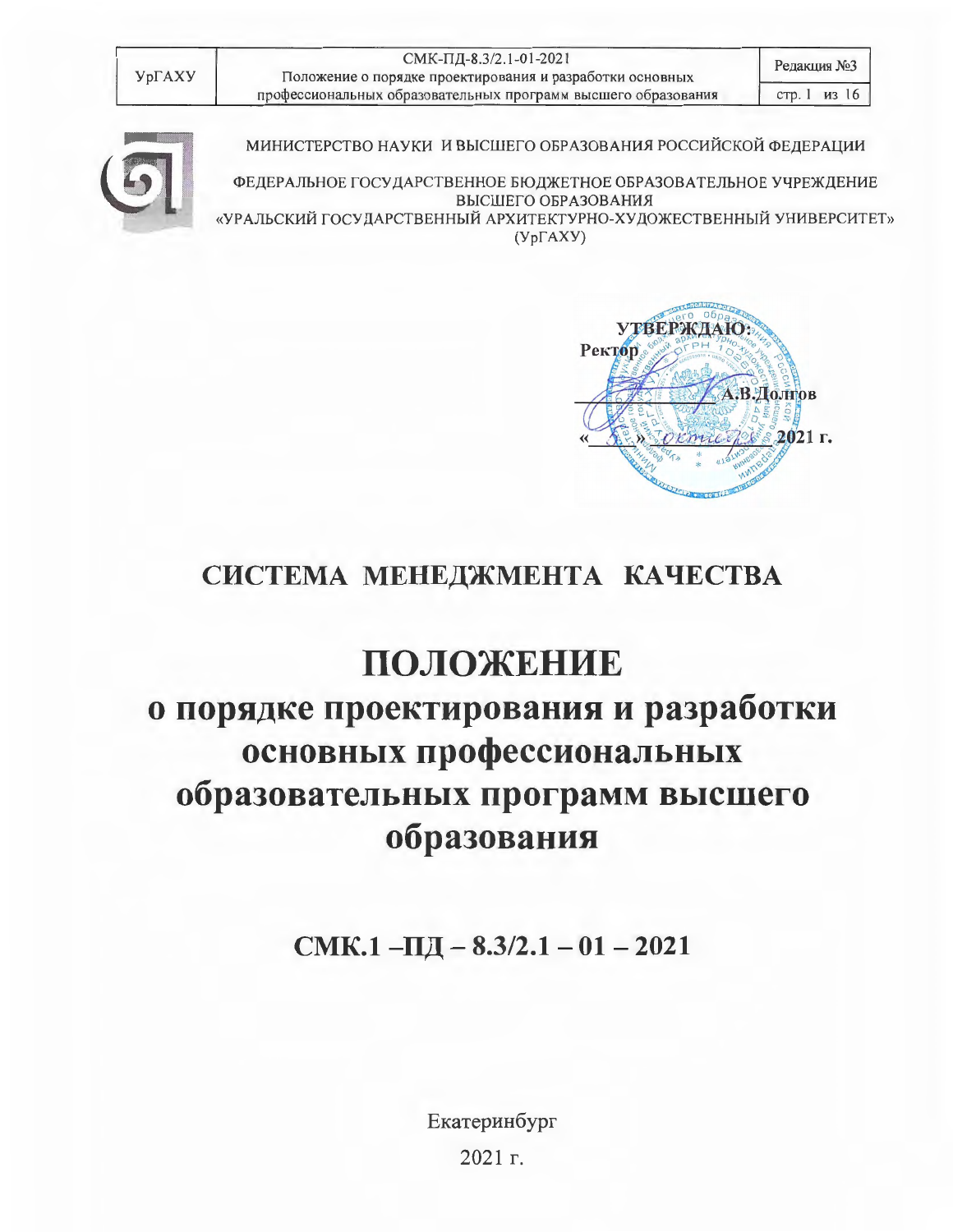МИНИСТЕРСТВО НАУКИ И ВЫСШЕГО ОБРАЗОВАНИЯ РОССИЙСКОЙ ФЕДЕРАЦИИ

ФЕДЕРАЛЬНОЕ ГОСУДАРСТВЕННОЕ БЮДЖЕТНОЕ ОБРАЗОВАТЕЛЬНОЕ УЧРЕЖДЕНИЕ ВЫСШЕГО ОБРАЗОВАНИЯ
«УРАЛЬСКИЙ ГОСУДАРСТВЕННЫЙ АРХИТЕКТУРНО-ХУДОЖЕСТВЕННЫЙ УНИВЕРСИТЕТ»
(УрГАХУ)

**УТВЕРЖДАЮ:**
**Ректор**
_____________ **А.В.Долгов**
«\_\_\_» октября **2021 г.**

# СИСТЕМА МЕНЕДЖМЕНТА КАЧЕСТВА

# ПОЛОЖЕНИЕ
## о порядке проектирования и разработки основных профессиональных образовательных программ высшего образования

**СМК.1 –ПД – 8.3/2.1 – 01 – 2021**

Екатеринбург

2021 г.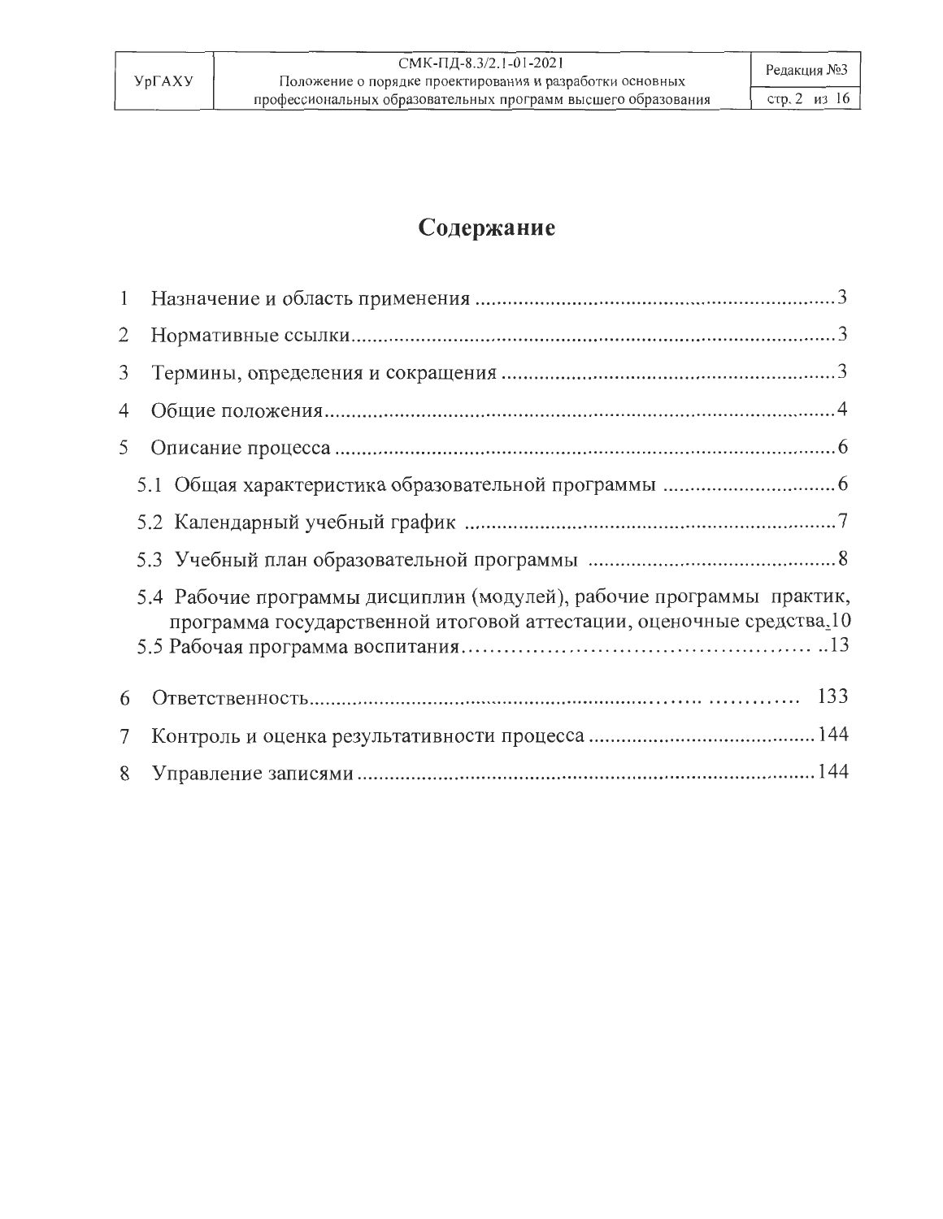# Содержание

1 Назначение и область применения ....................................................................3

2 Нормативные ссылки...........................................................................................3

3 Термины, определения и сокращения ..............................................................3

4 Общие положения................................................................................................4

5 Описание процесса ..............................................................................................6

- 5.1 Общая характеристика образовательной программы ................................6
- 5.2 Календарный учебный график ......................................................................7
- 5.3 Учебный план образовательной программы ..............................................8
- 5.4 Рабочие программы дисциплин (модулей), рабочие программы практик, программа государственной итоговой аттестации, оценочные средства.10
- 5.5 Рабочая программа воспитания………………………………………… ..13

6 Ответственность................................................................……. ………… 133

7 Контроль и оценка результативности процесса ...........................................144

8 Управление записями .......................................................................................144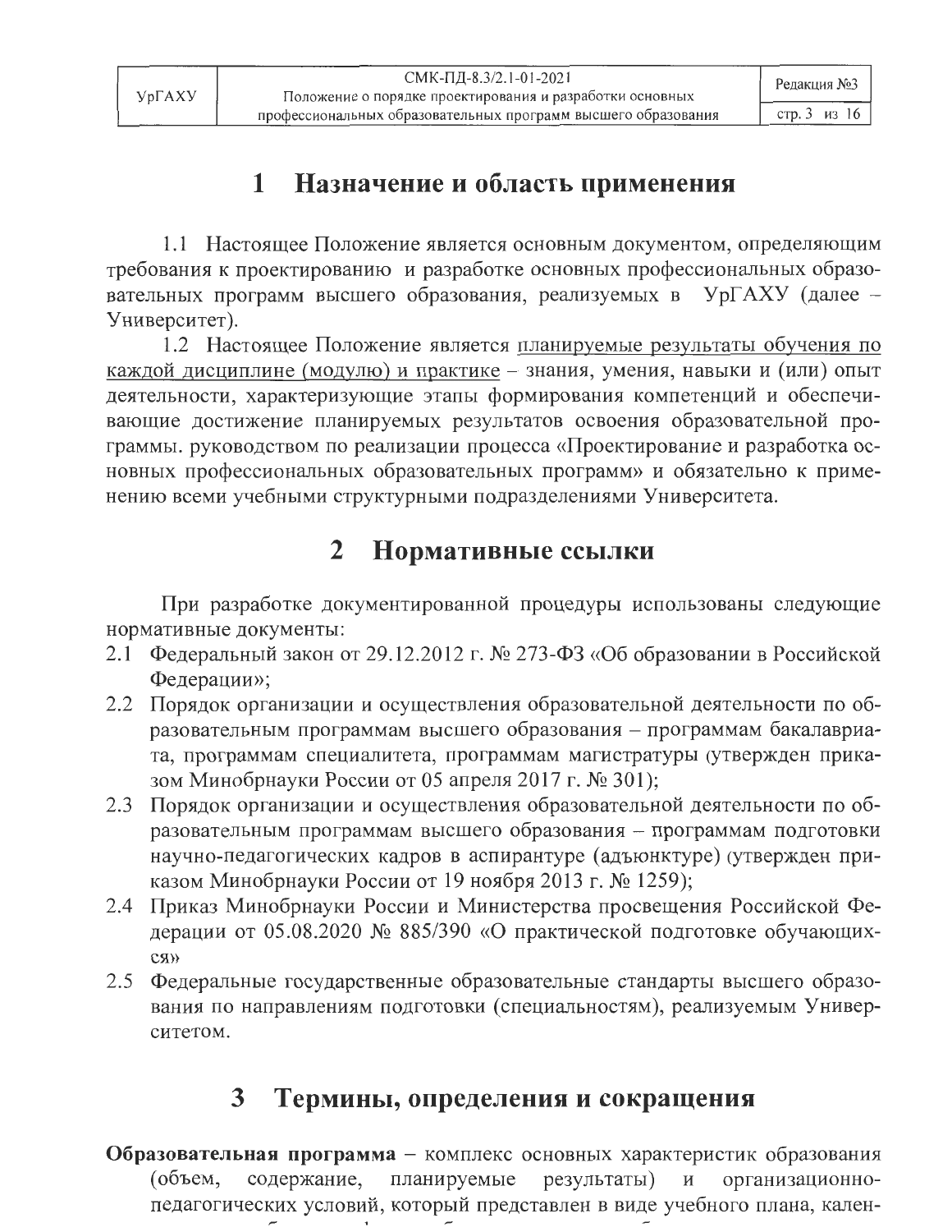# 1 Назначение и область применения

1.1 Настоящее Положение является основным документом, определяющим требования к проектированию и разработке основных профессиональных образовательных программ высшего образования, реализуемых в УрГАХУ (далее – Университет).

1.2 Настоящее Положение является планируемые результаты обучения по каждой дисциплине (модулю) и практике – знания, умения, навыки и (или) опыт деятельности, характеризующие этапы формирования компетенций и обеспечивающие достижение планируемых результатов освоения образовательной программы. руководством по реализации процесса «Проектирование и разработка основных профессиональных образовательных программ» и обязательно к применению всеми учебными структурными подразделениями Университета.

# 2 Нормативные ссылки

При разработке документированной процедуры использованы следующие нормативные документы:

2.1 Федеральный закон от 29.12.2012 г. № 273-ФЗ «Об образовании в Российской Федерации»;

2.2 Порядок организации и осуществления образовательной деятельности по образовательным программам высшего образования – программам бакалавриата, программам специалитета, программам магистратуры (утвержден приказом Минобрнауки России от 05 апреля 2017 г. № 301);

2.3 Порядок организации и осуществления образовательной деятельности по образовательным программам высшего образования – программам подготовки научно-педагогических кадров в аспирантуре (адъюнктуре) (утвержден приказом Минобрнауки России от 19 ноября 2013 г. № 1259);

2.4 Приказ Минобрнауки России и Министерства просвещения Российской Федерации от 05.08.2020 № 885/390 «О практической подготовке обучающихся»

2.5 Федеральные государственные образовательные стандарты высшего образования по направлениям подготовки (специальностям), реализуемым Университетом.

# 3 Термины, определения и сокращения

**Образовательная программа** – комплекс основных характеристик образования (объем, содержание, планируемые результаты) и организационно-педагогических условий, который представлен в виде учебного плана, кален-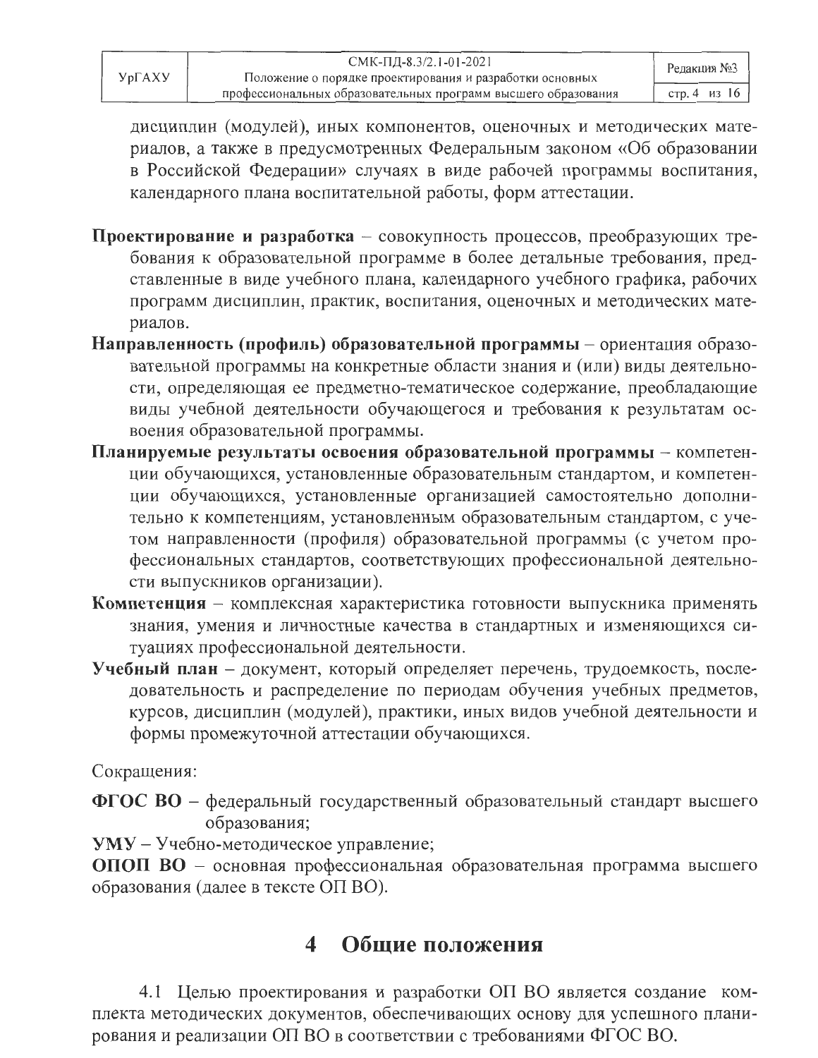дисциплин (модулей), иных компонентов, оценочных и методических материалов, а также в предусмотренных Федеральным законом «Об образовании в Российской Федерации» случаях в виде рабочей программы воспитания, календарного плана воспитательной работы, форм аттестации.

**Проектирование и разработка** – совокупность процессов, преобразующих требования к образовательной программе в более детальные требования, представленные в виде учебного плана, календарного учебного графика, рабочих программ дисциплин, практик, воспитания, оценочных и методических материалов.

**Направленность (профиль) образовательной программы** – ориентация образовательной программы на конкретные области знания и (или) виды деятельности, определяющая ее предметно-тематическое содержание, преобладающие виды учебной деятельности обучающегося и требования к результатам освоения образовательной программы.

**Планируемые результаты освоения образовательной программы** – компетенции обучающихся, установленные образовательным стандартом, и компетенции обучающихся, установленные организацией самостоятельно дополнительно к компетенциям, установленным образовательным стандартом, с учетом направленности (профиля) образовательной программы (с учетом профессиональных стандартов, соответствующих профессиональной деятельности выпускников организации).

**Компетенция** – комплексная характеристика готовности выпускника применять знания, умения и личностные качества в стандартных и изменяющихся ситуациях профессиональной деятельности.

**Учебный план** – документ, который определяет перечень, трудоемкость, последовательность и распределение по периодам обучения учебных предметов, курсов, дисциплин (модулей), практики, иных видов учебной деятельности и формы промежуточной аттестации обучающихся.

Сокращения:

**ФГОС ВО** – федеральный государственный образовательный стандарт высшего образования;

**УМУ** – Учебно-методическое управление;

**ОПОП ВО** – основная профессиональная образовательная программа высшего образования (далее в тексте ОП ВО).

## 4 Общие положения

4.1 Целью проектирования и разработки ОП ВО является создание комплекта методических документов, обеспечивающих основу для успешного планирования и реализации ОП ВО в соответствии с требованиями ФГОС ВО.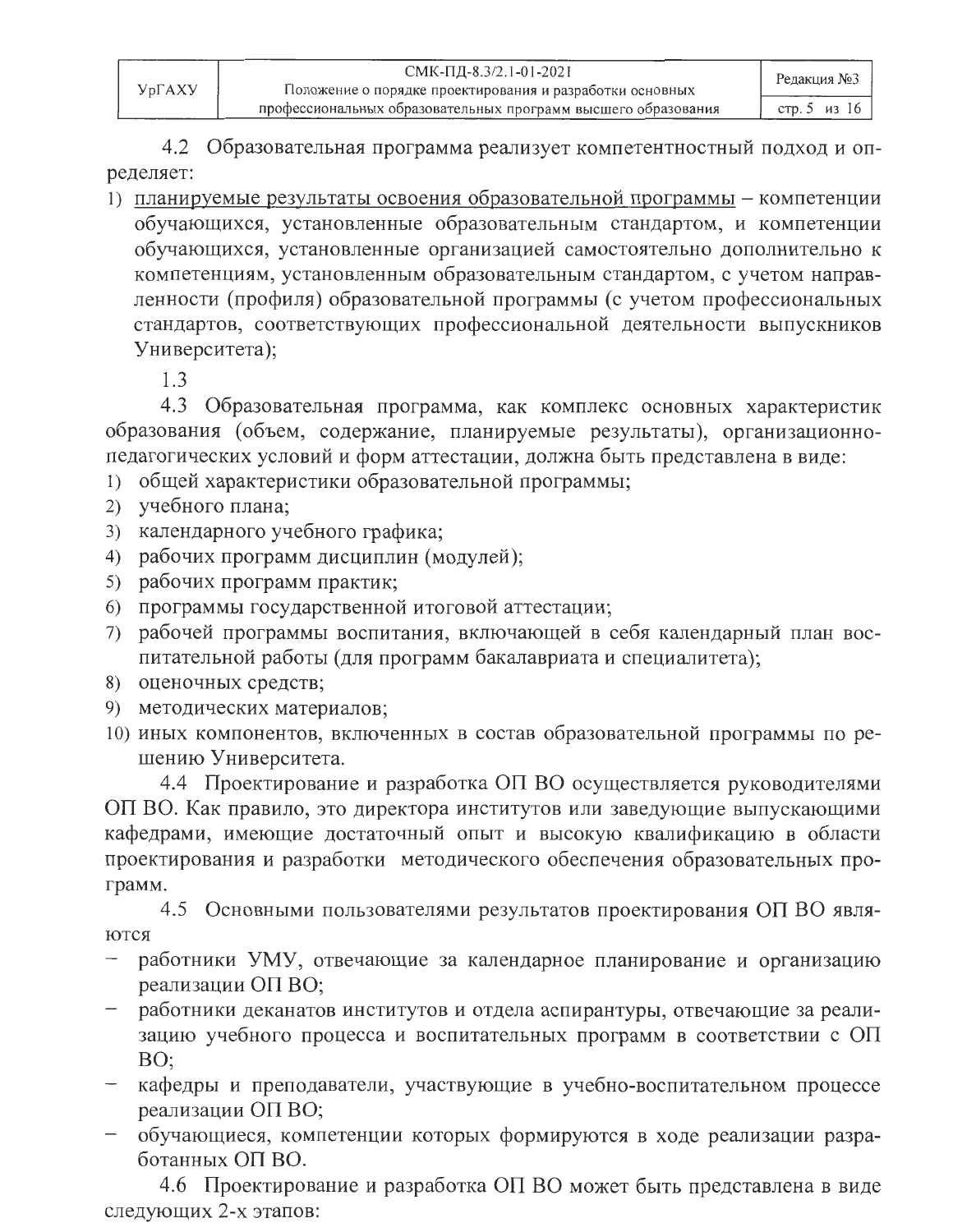4.2 Образовательная программа реализует компетентностный подход и определяет:

1) <u>планируемые результаты освоения образовательной программы</u> – компетенции обучающихся, установленные образовательным стандартом, и компетенции обучающихся, установленные организацией самостоятельно дополнительно к компетенциям, установленным образовательным стандартом, с учетом направленности (профиля) образовательной программы (с учетом профессиональных стандартов, соответствующих профессиональной деятельности выпускников Университета);

1.3

4.3 Образовательная программа, как комплекс основных характеристик образования (объем, содержание, планируемые результаты), организационно-педагогических условий и форм аттестации, должна быть представлена в виде:

1) общей характеристики образовательной программы;
2) учебного плана;
3) календарного учебного графика;
4) рабочих программ дисциплин (модулей);
5) рабочих программ практик;
6) программы государственной итоговой аттестации;
7) рабочей программы воспитания, включающей в себя календарный план воспитательной работы (для программ бакалавриата и специалитета);
8) оценочных средств;
9) методических материалов;
10) иных компонентов, включенных в состав образовательной программы по решению Университета.

4.4 Проектирование и разработка ОП ВО осуществляется руководителями ОП ВО. Как правило, это директора институтов или заведующие выпускающими кафедрами, имеющие достаточный опыт и высокую квалификацию в области проектирования и разработки методического обеспечения образовательных программ.

4.5 Основными пользователями результатов проектирования ОП ВО являются

- работники УМУ, отвечающие за календарное планирование и организацию реализации ОП ВО;
- работники деканатов институтов и отдела аспирантуры, отвечающие за реализацию учебного процесса и воспитательных программ в соответствии с ОП ВО;
- кафедры и преподаватели, участвующие в учебно-воспитательном процессе реализации ОП ВО;
- обучающиеся, компетенции которых формируются в ходе реализации разработанных ОП ВО.

4.6 Проектирование и разработка ОП ВО может быть представлена в виде следующих 2-х этапов: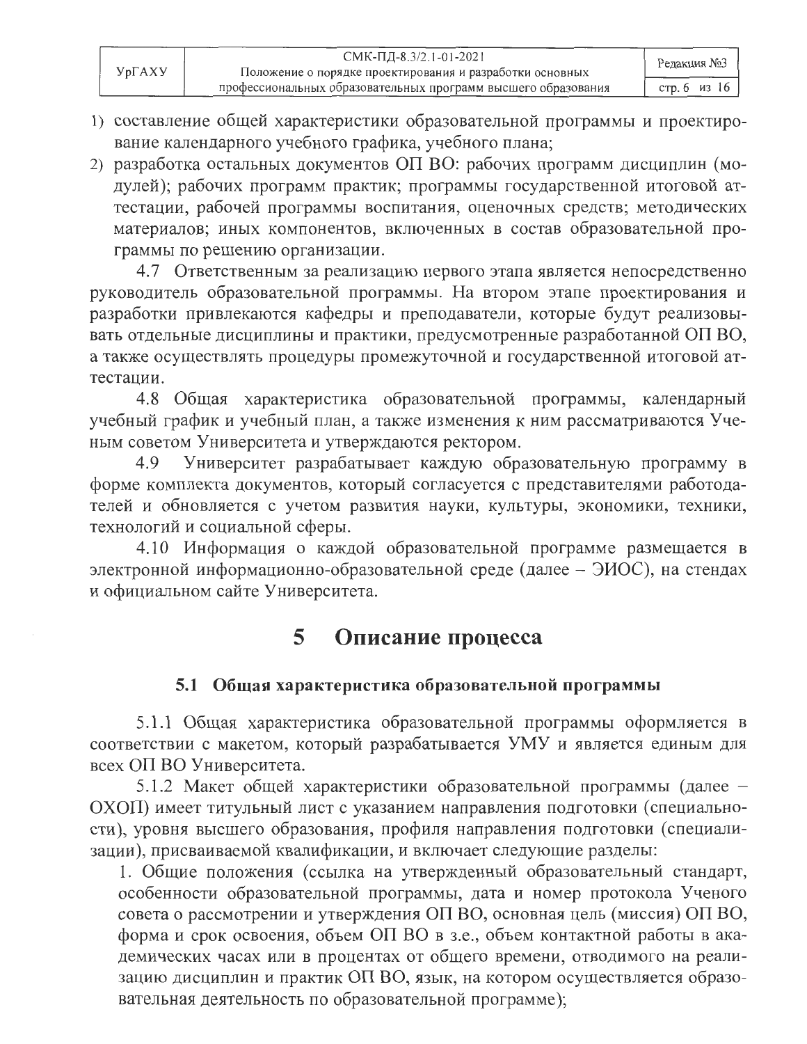1) составление общей характеристики образовательной программы и проектирование календарного учебного графика, учебного плана;
2) разработка остальных документов ОП ВО: рабочих программ дисциплин (модулей); рабочих программ практик; программы государственной итоговой аттестации, рабочей программы воспитания, оценочных средств; методических материалов; иных компонентов, включенных в состав образовательной программы по решению организации.

4.7 Ответственным за реализацию первого этапа является непосредственно руководитель образовательной программы. На втором этапе проектирования и разработки привлекаются кафедры и преподаватели, которые будут реализовывать отдельные дисциплины и практики, предусмотренные разработанной ОП ВО, а также осуществлять процедуры промежуточной и государственной итоговой аттестации.

4.8 Общая характеристика образовательной программы, календарный учебный график и учебный план, а также изменения к ним рассматриваются Ученым советом Университета и утверждаются ректором.

4.9 Университет разрабатывает каждую образовательную программу в форме комплекта документов, который согласуется с представителями работодателей и обновляется с учетом развития науки, культуры, экономики, техники, технологий и социальной сферы.

4.10 Информация о каждой образовательной программе размещается в электронной информационно-образовательной среде (далее – ЭИОС), на стендах и официальном сайте Университета.

# 5 Описание процесса

## 5.1 Общая характеристика образовательной программы

5.1.1 Общая характеристика образовательной программы оформляется в соответствии с макетом, который разрабатывается УМУ и является единым для всех ОП ВО Университета.

5.1.2 Макет общей характеристики образовательной программы (далее – ОХОП) имеет титульный лист с указанием направления подготовки (специальности), уровня высшего образования, профиля направления подготовки (специализации), присваиваемой квалификации, и включает следующие разделы:

1. Общие положения (ссылка на утвержденный образовательный стандарт, особенности образовательной программы, дата и номер протокола Ученого совета о рассмотрении и утверждения ОП ВО, основная цель (миссия) ОП ВО, форма и срок освоения, объем ОП ВО в з.е., объем контактной работы в академических часах или в процентах от общего времени, отводимого на реализацию дисциплин и практик ОП ВО, язык, на котором осуществляется образовательная деятельность по образовательной программе);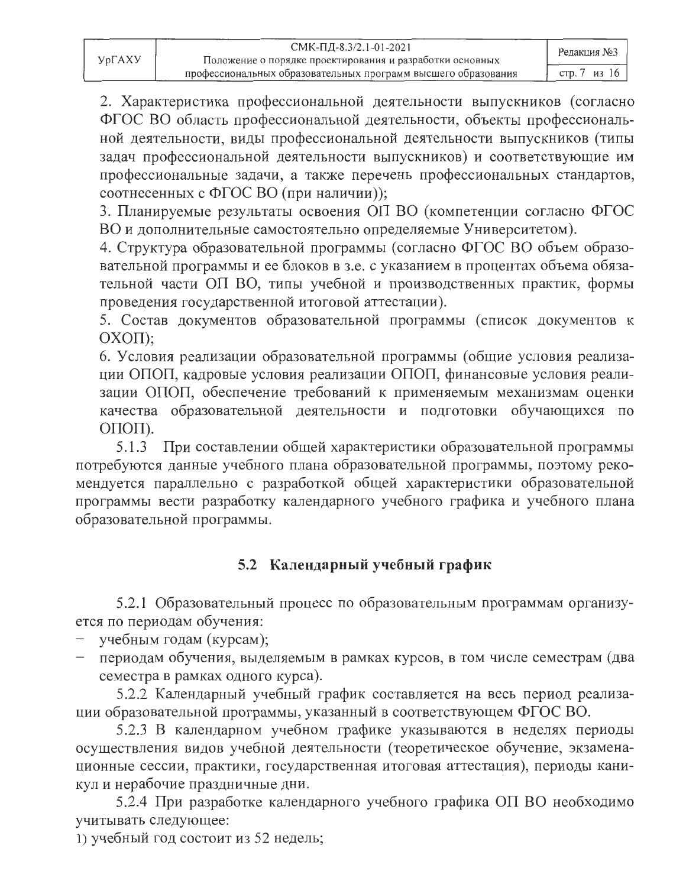2. Характеристика профессиональной деятельности выпускников (согласно ФГОС ВО область профессиональной деятельности, объекты профессиональной деятельности, виды профессиональной деятельности выпускников (типы задач профессиональной деятельности выпускников) и соответствующие им профессиональные задачи, а также перечень профессиональных стандартов, соотнесенных с ФГОС ВО (при наличии));

3. Планируемые результаты освоения ОП ВО (компетенции согласно ФГОС ВО и дополнительные самостоятельно определяемые Университетом).

4. Структура образовательной программы (согласно ФГОС ВО объем образовательной программы и ее блоков в з.е. с указанием в процентах объема обязательной части ОП ВО, типы учебной и производственных практик, формы проведения государственной итоговой аттестации).

5. Состав документов образовательной программы (список документов к ОХОП);

6. Условия реализации образовательной программы (общие условия реализации ОПОП, кадровые условия реализации ОПОП, финансовые условия реализации ОПОП, обеспечение требований к применяемым механизмам оценки качества образовательной деятельности и подготовки обучающихся по ОПОП).

5.1.3 При составлении общей характеристики образовательной программы потребуются данные учебного плана образовательной программы, поэтому рекомендуется параллельно с разработкой общей характеристики образовательной программы вести разработку календарного учебного графика и учебного плана образовательной программы.

## 5.2 Календарный учебный график

5.2.1 Образовательный процесс по образовательным программам организуется по периодам обучения:

- учебным годам (курсам);
- периодам обучения, выделяемым в рамках курсов, в том числе семестрам (два семестра в рамках одного курса).

5.2.2 Календарный учебный график составляется на весь период реализации образовательной программы, указанный в соответствующем ФГОС ВО.

5.2.3 В календарном учебном графике указываются в неделях периоды осуществления видов учебной деятельности (теоретическое обучение, экзаменационные сессии, практики, государственная итоговая аттестация), периоды каникул и нерабочие праздничные дни.

5.2.4 При разработке календарного учебного графика ОП ВО необходимо учитывать следующее:

1) учебный год состоит из 52 недель;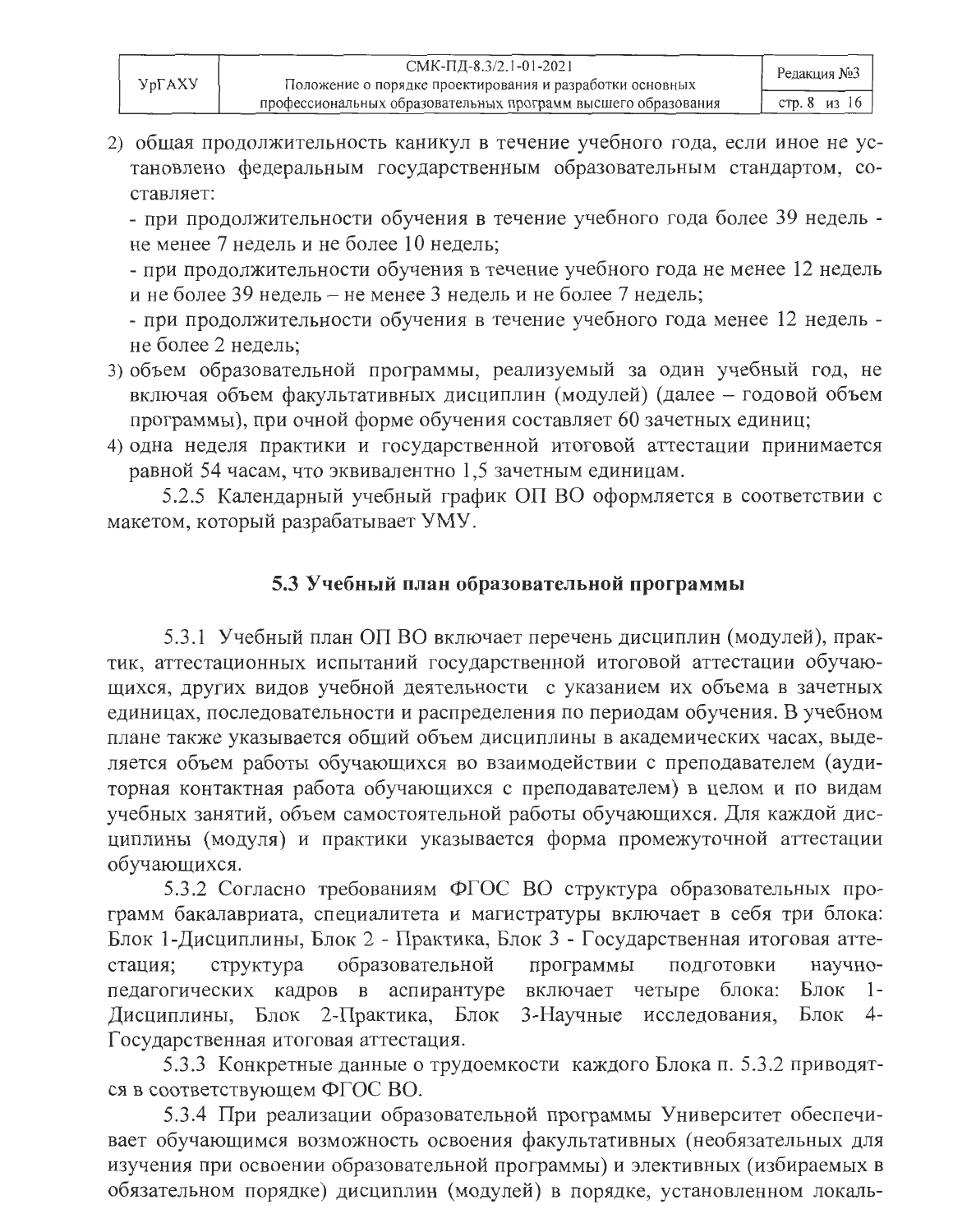2) общая продолжительность каникул в течение учебного года, если иное не установлено федеральным государственным образовательным стандартом, составляет:

   - при продолжительности обучения в течение учебного года более 39 недель - не менее 7 недель и не более 10 недель;
   - при продолжительности обучения в течение учебного года не менее 12 недель и не более 39 недель – не менее 3 недель и не более 7 недель;
   - при продолжительности обучения в течение учебного года менее 12 недель - не более 2 недель;

3) объем образовательной программы, реализуемый за один учебный год, не включая объем факультативных дисциплин (модулей) (далее – годовой объем программы), при очной форме обучения составляет 60 зачетных единиц;
4) одна неделя практики и государственной итоговой аттестации принимается равной 54 часам, что эквивалентно 1,5 зачетным единицам.

5.2.5 Календарный учебный график ОП ВО оформляется в соответствии с макетом, который разрабатывает УМУ.

### 5.3 Учебный план образовательной программы

5.3.1 Учебный план ОП ВО включает перечень дисциплин (модулей), практик, аттестационных испытаний государственной итоговой аттестации обучающихся, других видов учебной деятельности с указанием их объема в зачетных единицах, последовательности и распределения по периодам обучения. В учебном плане также указывается общий объем дисциплины в академических часах, выделяется объем работы обучающихся во взаимодействии с преподавателем (аудиторная контактная работа обучающихся с преподавателем) в целом и по видам учебных занятий, объем самостоятельной работы обучающихся. Для каждой дисциплины (модуля) и практики указывается форма промежуточной аттестации обучающихся.

5.3.2 Согласно требованиям ФГОС ВО структура образовательных программ бакалавриата, специалитета и магистратуры включает в себя три блока: Блок 1-Дисциплины, Блок 2 - Практика, Блок 3 - Государственная итоговая аттестация; структура образовательной программы подготовки научно-педагогических кадров в аспирантуре включает четыре блока: Блок 1-Дисциплины, Блок 2-Практика, Блок 3-Научные исследования, Блок 4-Государственная итоговая аттестация.

5.3.3 Конкретные данные о трудоемкости каждого Блока п. 5.3.2 приводятся в соответствующем ФГОС ВО.

5.3.4 При реализации образовательной программы Университет обеспечивает обучающимся возможность освоения факультативных (необязательных для изучения при освоении образовательной программы) и элективных (избираемых в обязательном порядке) дисциплин (модулей) в порядке, установленном локаль-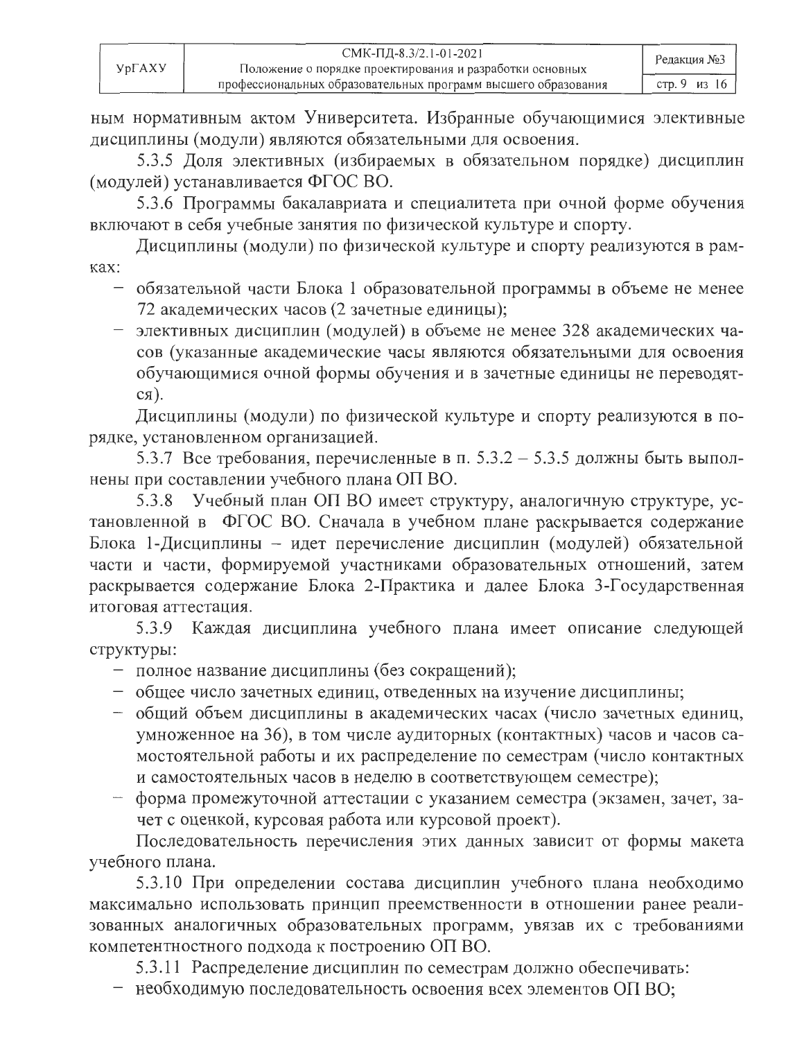ным нормативным актом Университета. Избранные обучающимися элективные дисциплины (модули) являются обязательными для освоения.

5.3.5 Доля элективных (избираемых в обязательном порядке) дисциплин (модулей) устанавливается ФГОС ВО.

5.3.6 Программы бакалавриата и специалитета при очной форме обучения включают в себя учебные занятия по физической культуре и спорту.

Дисциплины (модули) по физической культуре и спорту реализуются в рамках:

- обязательной части Блока 1 образовательной программы в объеме не менее 72 академических часов (2 зачетные единицы);
- элективных дисциплин (модулей) в объеме не менее 328 академических часов (указанные академические часы являются обязательными для освоения обучающимися очной формы обучения и в зачетные единицы не переводятся).

Дисциплины (модули) по физической культуре и спорту реализуются в порядке, установленном организацией.

5.3.7 Все требования, перечисленные в п. 5.3.2 – 5.3.5 должны быть выполнены при составлении учебного плана ОП ВО.

5.3.8 Учебный план ОП ВО имеет структуру, аналогичную структуре, установленной в ФГОС ВО. Сначала в учебном плане раскрывается содержание Блока 1-Дисциплины – идет перечисление дисциплин (модулей) обязательной части и части, формируемой участниками образовательных отношений, затем раскрывается содержание Блока 2-Практика и далее Блока 3-Государственная итоговая аттестация.

5.3.9 Каждая дисциплина учебного плана имеет описание следующей структуры:

- полное название дисциплины (без сокращений);
- общее число зачетных единиц, отведенных на изучение дисциплины;
- общий объем дисциплины в академических часах (число зачетных единиц, умноженное на 36), в том числе аудиторных (контактных) часов и часов самостоятельной работы и их распределение по семестрам (число контактных и самостоятельных часов в неделю в соответствующем семестре);
- форма промежуточной аттестации с указанием семестра (экзамен, зачет, зачет с оценкой, курсовая работа или курсовой проект).

Последовательность перечисления этих данных зависит от формы макета учебного плана.

5.3.10 При определении состава дисциплин учебного плана необходимо максимально использовать принцип преемственности в отношении ранее реализованных аналогичных образовательных программ, увязав их с требованиями компетентностного подхода к построению ОП ВО.

5.3.11 Распределение дисциплин по семестрам должно обеспечивать:

- необходимую последовательность освоения всех элементов ОП ВО;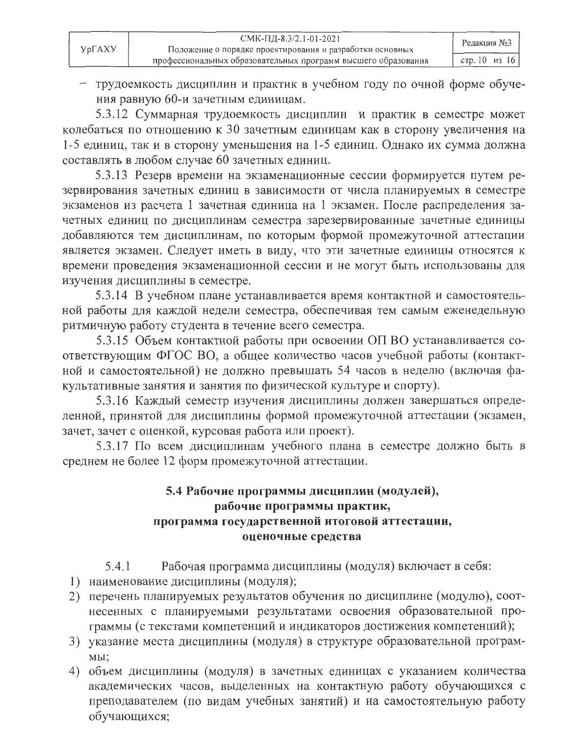- трудоемкость дисциплин и практик в учебном году по очной форме обучения равную 60-и зачетным единицам.

5.3.12 Суммарная трудоемкость дисциплин и практик в семестре может колебаться по отношению к 30 зачетным единицам как в сторону увеличения на 1-5 единиц, так и в сторону уменьшения на 1-5 единиц. Однако их сумма должна составлять в любом случае 60 зачетных единиц.

5.3.13 Резерв времени на экзаменационные сессии формируется путем резервирования зачетных единиц в зависимости от числа планируемых в семестре экзаменов из расчета 1 зачетная единица на 1 экзамен. После распределения зачетных единиц по дисциплинам семестра зарезервированные зачетные единицы добавляются тем дисциплинам, по которым формой промежуточной аттестации является экзамен. Следует иметь в виду, что эти зачетные единицы относятся к времени проведения экзаменационной сессии и не могут быть использованы для изучения дисциплины в семестре.

5.3.14 В учебном плане устанавливается время контактной и самостоятельной работы для каждой недели семестра, обеспечивая тем самым еженедельную ритмичную работу студента в течение всего семестра.

5.3.15 Объем контактной работы при освоении ОП ВО устанавливается соответствующим ФГОС ВО, а общее количество часов учебной работы (контактной и самостоятельной) не должно превышать 54 часов в неделю (включая факультативные занятия и занятия по физической культуре и спорту).

5.3.16 Каждый семестр изучения дисциплины должен завершаться определенной, принятой для дисциплины формой промежуточной аттестации (экзамен, зачет, зачет с оценкой, курсовая работа или проект).

5.3.17 По всем дисциплинам учебного плана в семестре должно быть в среднем не более 12 форм промежуточной аттестации.

### 5.4 Рабочие программы дисциплин (модулей), рабочие программы практик, программа государственной итоговой аттестации, оценочные средства

5.4.1 Рабочая программа дисциплины (модуля) включает в себя:

1) наименование дисциплины (модуля);
2) перечень планируемых результатов обучения по дисциплине (модулю), соотнесенных с планируемыми результатами освоения образовательной программы (с текстами компетенций и индикаторов достижения компетенций);
3) указание места дисциплины (модуля) в структуре образовательной программы;
4) объем дисциплины (модуля) в зачетных единицах с указанием количества академических часов, выделенных на контактную работу обучающихся с преподавателем (по видам учебных занятий) и на самостоятельную работу обучающихся;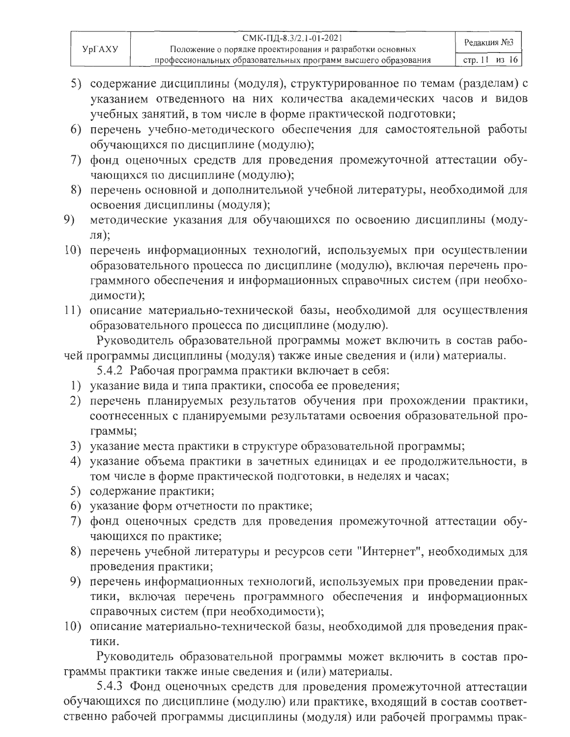5) содержание дисциплины (модуля), структурированное по темам (разделам) с указанием отведенного на них количества академических часов и видов учебных занятий, в том числе в форме практической подготовки;
6) перечень учебно-методического обеспечения для самостоятельной работы обучающихся по дисциплине (модулю);
7) фонд оценочных средств для проведения промежуточной аттестации обучающихся по дисциплине (модулю);
8) перечень основной и дополнительной учебной литературы, необходимой для освоения дисциплины (модуля);
9) методические указания для обучающихся по освоению дисциплины (модуля);
10) перечень информационных технологий, используемых при осуществлении образовательного процесса по дисциплине (модулю), включая перечень программного обеспечения и информационных справочных систем (при необходимости);
11) описание материально-технической базы, необходимой для осуществления образовательного процесса по дисциплине (модулю).

Руководитель образовательной программы может включить в состав рабочей программы дисциплины (модуля) также иные сведения и (или) материалы.

5.4.2 Рабочая программа практики включает в себя:

1) указание вида и типа практики, способа ее проведения;
2) перечень планируемых результатов обучения при прохождении практики, соотнесенных с планируемыми результатами освоения образовательной программы;
3) указание места практики в структуре образовательной программы;
4) указание объема практики в зачетных единицах и ее продолжительности, в том числе в форме практической подготовки, в неделях и часах;
5) содержание практики;
6) указание форм отчетности по практике;
7) фонд оценочных средств для проведения промежуточной аттестации обучающихся по практике;
8) перечень учебной литературы и ресурсов сети "Интернет", необходимых для проведения практики;
9) перечень информационных технологий, используемых при проведении практики, включая перечень программного обеспечения и информационных справочных систем (при необходимости);
10) описание материально-технической базы, необходимой для проведения практики.

Руководитель образовательной программы может включить в состав программы практики также иные сведения и (или) материалы.

5.4.3 Фонд оценочных средств для проведения промежуточной аттестации обучающихся по дисциплине (модулю) или практике, входящий в состав соответственно рабочей программы дисциплины (модуля) или рабочей программы прак-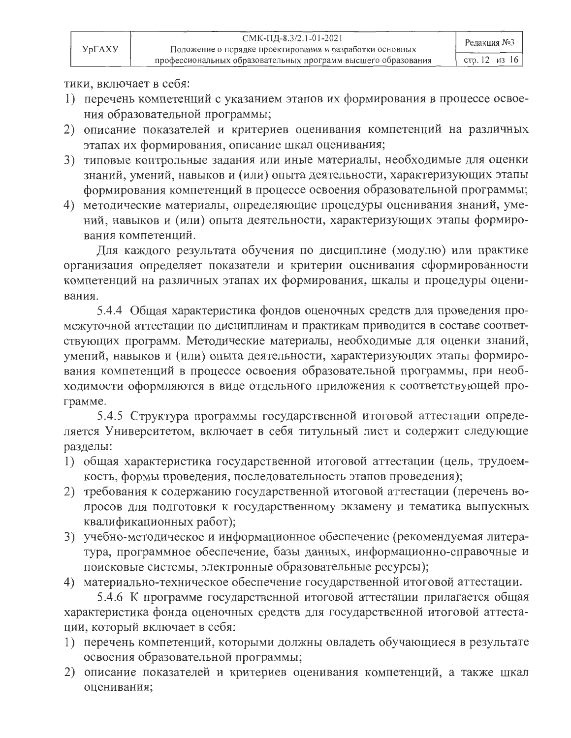тики, включает в себя:

1) перечень компетенций с указанием этапов их формирования в процессе освоения образовательной программы;
2) описание показателей и критериев оценивания компетенций на различных этапах их формирования, описание шкал оценивания;
3) типовые контрольные задания или иные материалы, необходимые для оценки знаний, умений, навыков и (или) опыта деятельности, характеризующих этапы формирования компетенций в процессе освоения образовательной программы;
4) методические материалы, определяющие процедуры оценивания знаний, умений, навыков и (или) опыта деятельности, характеризующих этапы формирования компетенций.

Для каждого результата обучения по дисциплине (модулю) или практике организация определяет показатели и критерии оценивания сформированности компетенций на различных этапах их формирования, шкалы и процедуры оценивания.

5.4.4 Общая характеристика фондов оценочных средств для проведения промежуточной аттестации по дисциплинам и практикам приводится в составе соответствующих программ. Методические материалы, необходимые для оценки знаний, умений, навыков и (или) опыта деятельности, характеризующих этапы формирования компетенций в процессе освоения образовательной программы, при необходимости оформляются в виде отдельного приложения к соответствующей программе.

5.4.5 Структура программы государственной итоговой аттестации определяется Университетом, включает в себя титульный лист и содержит следующие разделы:

1) общая характеристика государственной итоговой аттестации (цель, трудоемкость, формы проведения, последовательность этапов проведения);
2) требования к содержанию государственной итоговой аттестации (перечень вопросов для подготовки к государственному экзамену и тематика выпускных квалификационных работ);
3) учебно-методическое и информационное обеспечение (рекомендуемая литература, программное обеспечение, базы данных, информационно-справочные и поисковые системы, электронные образовательные ресурсы);
4) материально-техническое обеспечение государственной итоговой аттестации.

5.4.6 К программе государственной итоговой аттестации прилагается общая характеристика фонда оценочных средств для государственной итоговой аттестации, который включает в себя:

1) перечень компетенций, которыми должны овладеть обучающиеся в результате освоения образовательной программы;
2) описание показателей и критериев оценивания компетенций, а также шкал оценивания;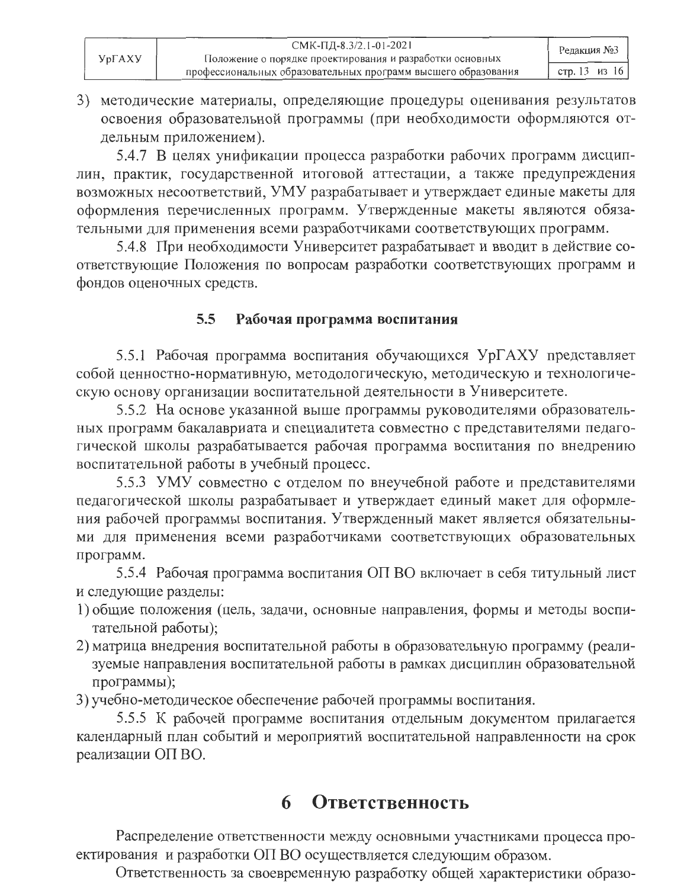3) методические материалы, определяющие процедуры оценивания результатов освоения образовательной программы (при необходимости оформляются отдельным приложением).

5.4.7 В целях унификации процесса разработки рабочих программ дисциплин, практик, государственной итоговой аттестации, а также предупреждения возможных несоответствий, УМУ разрабатывает и утверждает единые макеты для оформления перечисленных программ. Утвержденные макеты являются обязательными для применения всеми разработчиками соответствующих программ.

5.4.8 При необходимости Университет разрабатывает и вводит в действие соответствующие Положения по вопросам разработки соответствующих программ и фондов оценочных средств.

### 5.5 Рабочая программа воспитания

5.5.1 Рабочая программа воспитания обучающихся УрГАХУ представляет собой ценностно-нормативную, методологическую, методическую и технологическую основу организации воспитательной деятельности в Университете.

5.5.2 На основе указанной выше программы руководителями образовательных программ бакалавриата и специалитета совместно с представителями педагогической школы разрабатывается рабочая программа воспитания по внедрению воспитательной работы в учебный процесс.

5.5.3 УМУ совместно с отделом по внеучебной работе и представителями педагогической школы разрабатывает и утверждает единый макет для оформления рабочей программы воспитания. Утвержденный макет является обязательными для применения всеми разработчиками соответствующих образовательных программ.

5.5.4 Рабочая программа воспитания ОП ВО включает в себя титульный лист и следующие разделы:

1) общие положения (цель, задачи, основные направления, формы и методы воспитательной работы);
2) матрица внедрения воспитательной работы в образовательную программу (реализуемые направления воспитательной работы в рамках дисциплин образовательной программы);
3) учебно-методическое обеспечение рабочей программы воспитания.

5.5.5 К рабочей программе воспитания отдельным документом прилагается календарный план событий и мероприятий воспитательной направленности на срок реализации ОП ВО.

# 6 Ответственность

Распределение ответственности между основными участниками процесса проектирования и разработки ОП ВО осуществляется следующим образом.

Ответственность за своевременную разработку общей характеристики образо-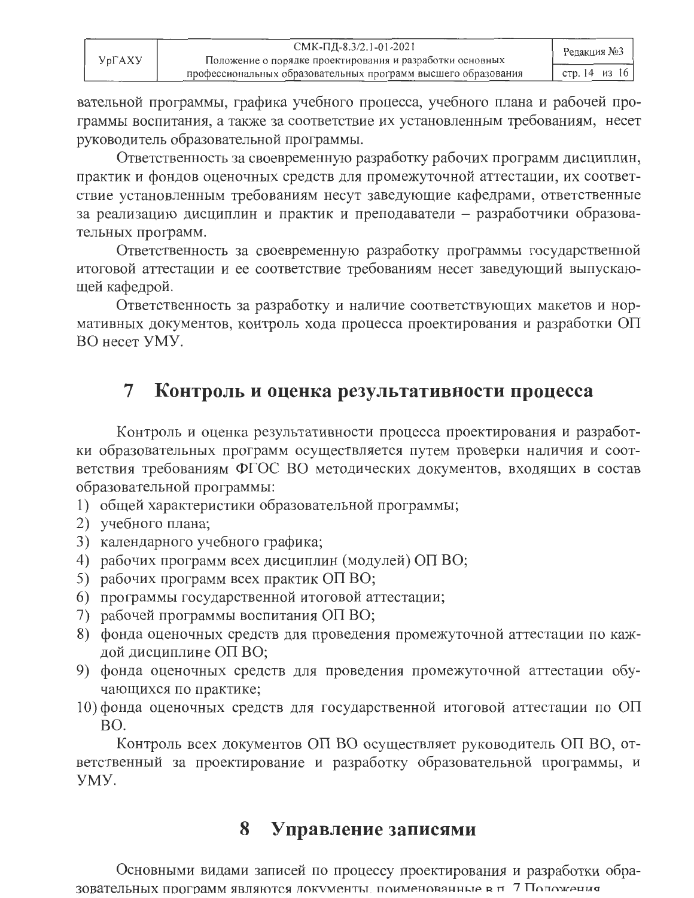вательной программы, графика учебного процесса, учебного плана и рабочей программы воспитания, а также за соответствие их установленным требованиям, несет руководитель образовательной программы.

Ответственность за своевременную разработку рабочих программ дисциплин, практик и фондов оценочных средств для промежуточной аттестации, их соответствие установленным требованиям несут заведующие кафедрами, ответственные за реализацию дисциплин и практик и преподаватели – разработчики образовательных программ.

Ответственность за своевременную разработку программы государственной итоговой аттестации и ее соответствие требованиям несет заведующий выпускающей кафедрой.

Ответственность за разработку и наличие соответствующих макетов и нормативных документов, контроль хода процесса проектирования и разработки ОП ВО несет УМУ.

# 7 Контроль и оценка результативности процесса

Контроль и оценка результативности процесса проектирования и разработки образовательных программ осуществляется путем проверки наличия и соответствия требованиям ФГОС ВО методических документов, входящих в состав образовательной программы:

1) общей характеристики образовательной программы;
2) учебного плана;
3) календарного учебного графика;
4) рабочих программ всех дисциплин (модулей) ОП ВО;
5) рабочих программ всех практик ОП ВО;
6) программы государственной итоговой аттестации;
7) рабочей программы воспитания ОП ВО;
8) фонда оценочных средств для проведения промежуточной аттестации по каждой дисциплине ОП ВО;
9) фонда оценочных средств для проведения промежуточной аттестации обучающихся по практике;
10) фонда оценочных средств для государственной итоговой аттестации по ОП ВО.

Контроль всех документов ОП ВО осуществляет руководитель ОП ВО, ответственный за проектирование и разработку образовательной программы, и УМУ.

# 8 Управление записями

Основными видами записей по процессу проектирования и разработки образовательных программ являются документы, поименованные в п. 7 Положения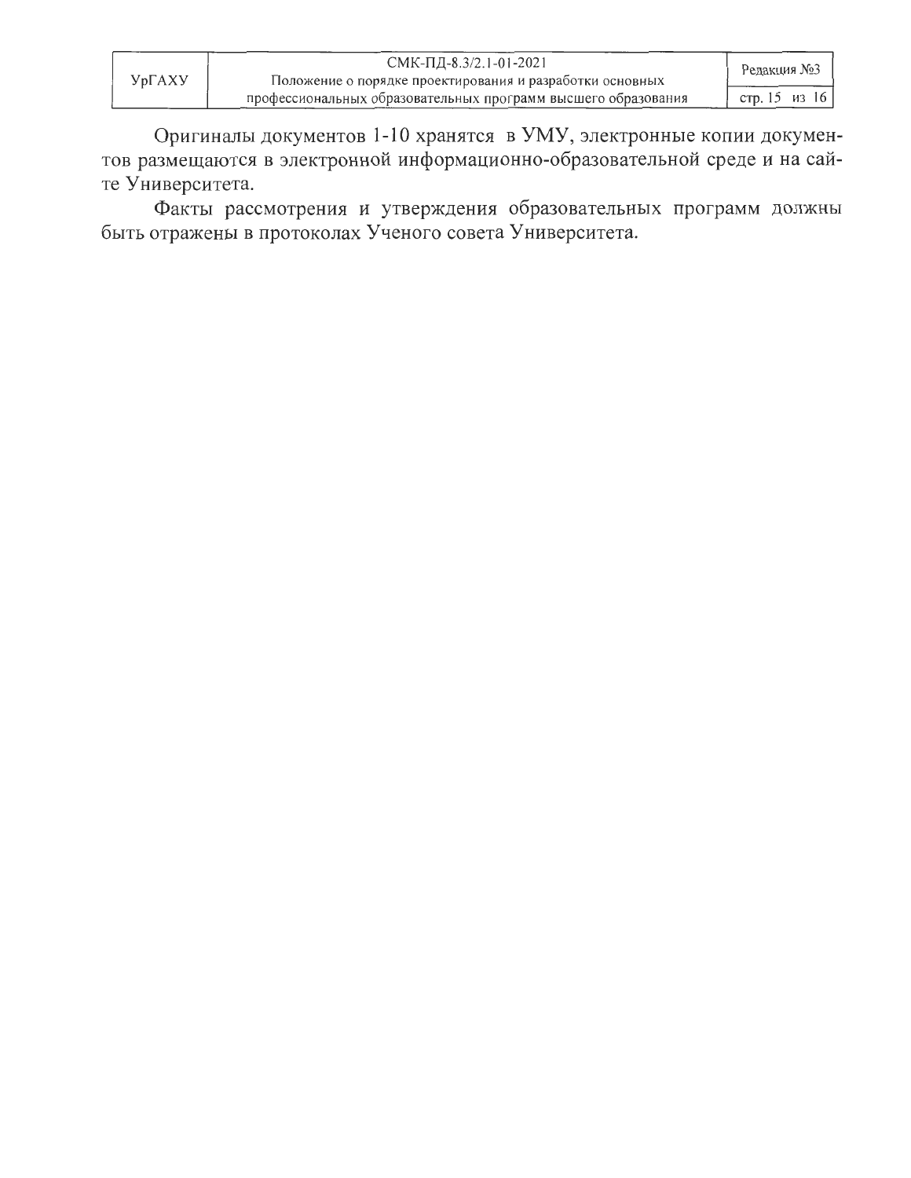Оригиналы документов 1-10 хранятся в УМУ, электронные копии документов размещаются в электронной информационно-образовательной среде и на сайте Университета.

Факты рассмотрения и утверждения образовательных программ должны быть отражены в протоколах Ученого совета Университета.